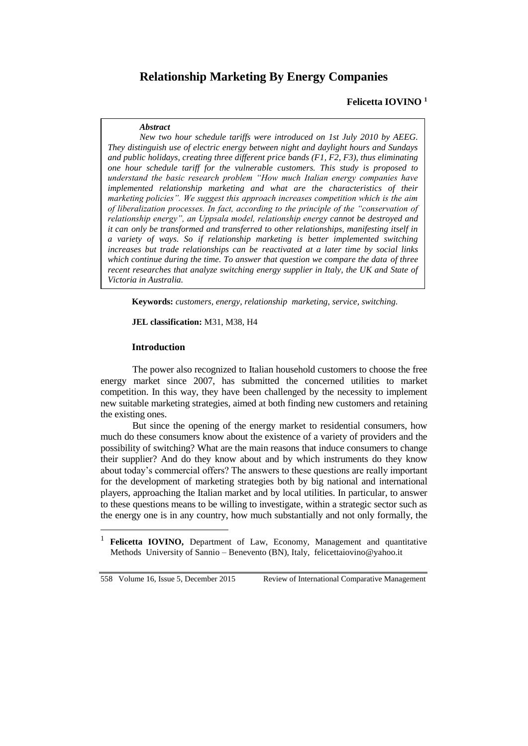# Relationship Marketing By Energy Companies

**Felicetta IOVINO** [1]

> ***Abstract***
>
> *New two hour schedule tariffs were introduced on 1st July 2010 by AEEG. They distinguish use of electric energy between night and daylight hours and Sundays and public holidays, creating three different price bands (F1, F2, F3), thus eliminating one hour schedule tariff for the vulnerable customers. This study is proposed to understand the basic research problem "How much Italian energy companies have implemented relationship marketing and what are the characteristics of their marketing policies". We suggest this approach increases competition which is the aim of liberalization processes. In fact, according to the principle of the "conservation of relationship energy", an Uppsala model, relationship energy cannot be destroyed and it can only be transformed and transferred to other relationships, manifesting itself in a variety of ways. So if relationship marketing is better implemented switching increases but trade relationships can be reactivated at a later time by social links which continue during the time. To answer that question we compare the data of three recent researches that analyze switching energy supplier in Italy, the UK and State of Victoria in Australia.*

**Keywords:** *customers, energy, relationship marketing, service, switching.*

**JEL classification:** M31, M38, H4

### Introduction

The power also recognized to Italian household customers to choose the free energy market since 2007, has submitted the concerned utilities to market competition. In this way, they have been challenged by the necessity to implement new suitable marketing strategies, aimed at both finding new customers and retaining the existing ones.

But since the opening of the energy market to residential consumers, how much do these consumers know about the existence of a variety of providers and the possibility of switching? What are the main reasons that induce consumers to change their supplier? And do they know about and by which instruments do they know about today's commercial offers? The answers to these questions are really important for the development of marketing strategies both by big national and international players, approaching the Italian market and by local utilities. In particular, to answer to these questions means to be willing to investigate, within a strategic sector such as the energy one is in any country, how much substantially and not only formally, the

---

[1] **Felicetta IOVINO,** Department of Law, Economy, Management and quantitative Methods University of Sannio – Benevento (BN), Italy, felicettaiovino@yahoo.it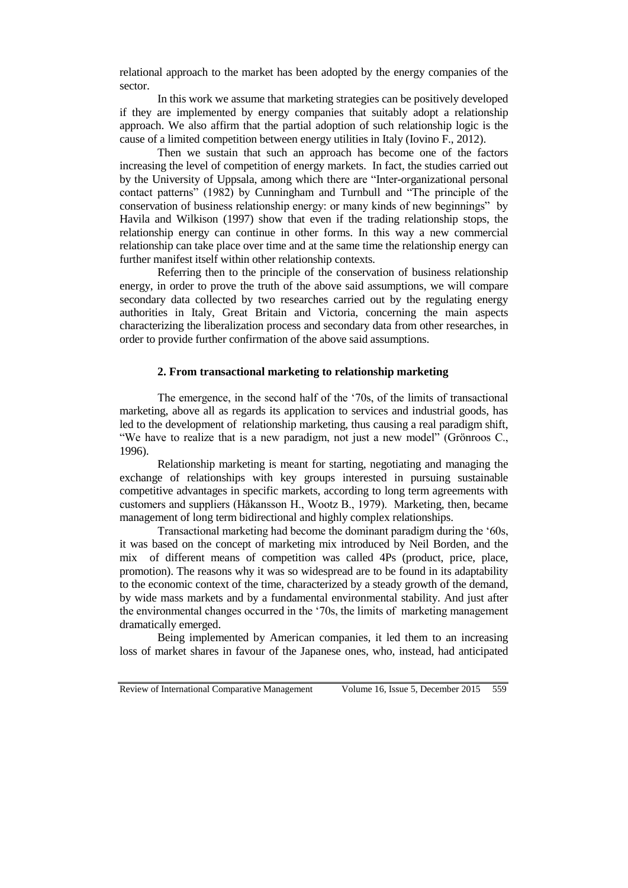relational approach to the market has been adopted by the energy companies of the sector.

In this work we assume that marketing strategies can be positively developed if they are implemented by energy companies that suitably adopt a relationship approach. We also affirm that the partial adoption of such relationship logic is the cause of a limited competition between energy utilities in Italy (Iovino F., 2012).

Then we sustain that such an approach has become one of the factors increasing the level of competition of energy markets. In fact, the studies carried out by the University of Uppsala, among which there are "Inter-organizational personal contact patterns" (1982) by Cunningham and Turnbull and "The principle of the conservation of business relationship energy: or many kinds of new beginnings" by Havila and Wilkison (1997) show that even if the trading relationship stops, the relationship energy can continue in other forms. In this way a new commercial relationship can take place over time and at the same time the relationship energy can further manifest itself within other relationship contexts.

Referring then to the principle of the conservation of business relationship energy, in order to prove the truth of the above said assumptions, we will compare secondary data collected by two researches carried out by the regulating energy authorities in Italy, Great Britain and Victoria, concerning the main aspects characterizing the liberalization process and secondary data from other researches, in order to provide further confirmation of the above said assumptions.

## 2. From transactional marketing to relationship marketing

The emergence, in the second half of the '70s, of the limits of transactional marketing, above all as regards its application to services and industrial goods, has led to the development of relationship marketing, thus causing a real paradigm shift, "We have to realize that is a new paradigm, not just a new model" (Grönroos C., 1996).

Relationship marketing is meant for starting, negotiating and managing the exchange of relationships with key groups interested in pursuing sustainable competitive advantages in specific markets, according to long term agreements with customers and suppliers (Håkansson H., Wootz B., 1979). Marketing, then, became management of long term bidirectional and highly complex relationships.

Transactional marketing had become the dominant paradigm during the '60s, it was based on the concept of marketing mix introduced by Neil Borden, and the mix of different means of competition was called 4Ps (product, price, place, promotion). The reasons why it was so widespread are to be found in its adaptability to the economic context of the time, characterized by a steady growth of the demand, by wide mass markets and by a fundamental environmental stability. And just after the environmental changes occurred in the '70s, the limits of marketing management dramatically emerged.

Being implemented by American companies, it led them to an increasing loss of market shares in favour of the Japanese ones, who, instead, had anticipated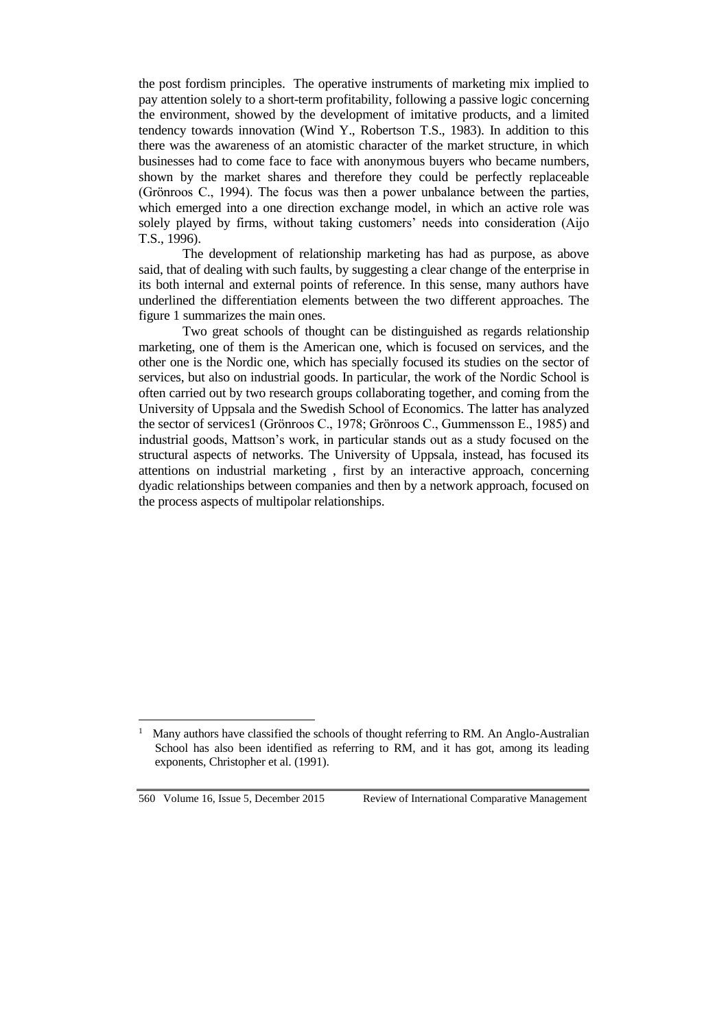the post fordism principles. The operative instruments of marketing mix implied to pay attention solely to a short-term profitability, following a passive logic concerning the environment, showed by the development of imitative products, and a limited tendency towards innovation (Wind Y., Robertson T.S., 1983). In addition to this there was the awareness of an atomistic character of the market structure, in which businesses had to come face to face with anonymous buyers who became numbers, shown by the market shares and therefore they could be perfectly replaceable (Grönroos C., 1994). The focus was then a power unbalance between the parties, which emerged into a one direction exchange model, in which an active role was solely played by firms, without taking customers' needs into consideration (Aijo T.S., 1996).

The development of relationship marketing has had as purpose, as above said, that of dealing with such faults, by suggesting a clear change of the enterprise in its both internal and external points of reference. In this sense, many authors have underlined the differentiation elements between the two different approaches. The figure 1 summarizes the main ones.

Two great schools of thought can be distinguished as regards relationship marketing, one of them is the American one, which is focused on services, and the other one is the Nordic one, which has specially focused its studies on the sector of services, but also on industrial goods. In particular, the work of the Nordic School is often carried out by two research groups collaborating together, and coming from the University of Uppsala and the Swedish School of Economics. The latter has analyzed the sector of services[1] (Grönroos C., 1978; Grönroos C., Gummensson E., 1985) and industrial goods, Mattson's work, in particular stands out as a study focused on the structural aspects of networks. The University of Uppsala, instead, has focused its attentions on industrial marketing , first by an interactive approach, concerning dyadic relationships between companies and then by a network approach, focused on the process aspects of multipolar relationships.

---

[1] Many authors have classified the schools of thought referring to RM. An Anglo-Australian School has also been identified as referring to RM, and it has got, among its leading exponents, Christopher et al. (1991).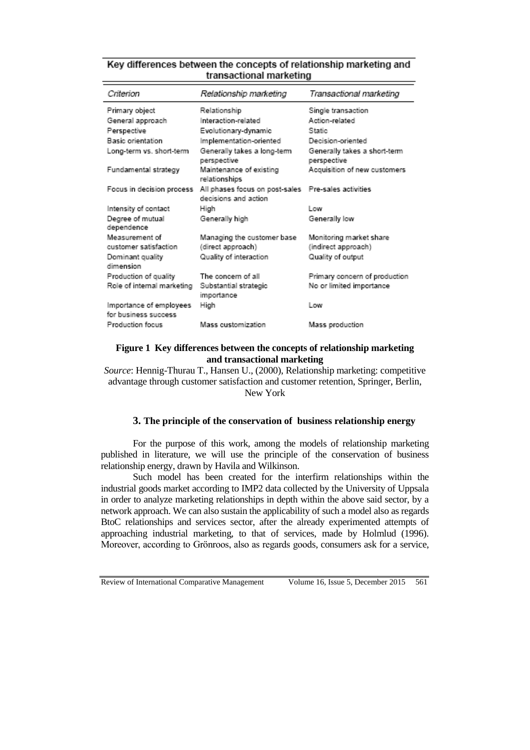Key differences between the concepts of relationship marketing and transactional marketing

| Criterion | Relationship marketing | Transactional marketing |
|---|---|---|
| Primary object | Relationship | Single transaction |
| General approach | Interaction-related | Action-related |
| Perspective | Evolutionary-dynamic | Static |
| Basic orientation | Implementation-oriented | Decision-oriented |
| Long-term vs. short-term | Generally takes a long-term perspective | Generally takes a short-term perspective |
| Fundamental strategy | Maintenance of existing relationships | Acquisition of new customers |
| Focus in decision process | All phases focus on post-sales decisions and action | Pre-sales activities |
| Intensity of contact | High | Low |
| Degree of mutual dependence | Generally high | Generally low |
| Measurement of customer satisfaction | Managing the customer base (direct approach) | Monitoring market share (indirect approach) |
| Dominant quality dimension | Quality of interaction | Quality of output |
| Production of quality | The concern of all | Primary concern of production |
| Role of internal marketing | Substantial strategic importance | No or limited importance |
| Importance of employees for business success | High | Low |
| Production focus | Mass customization | Mass production |

**Figure 1 Key differences between the concepts of relationship marketing and transactional marketing**

*Source*: Hennig-Thurau T., Hansen U., (2000), Relationship marketing: competitive advantage through customer satisfaction and customer retention, Springer, Berlin, New York

## 3. The principle of the conservation of business relationship energy

For the purpose of this work, among the models of relationship marketing published in literature, we will use the principle of the conservation of business relationship energy, drawn by Havila and Wilkinson.

Such model has been created for the interfirm relationships within the industrial goods market according to IMP2 data collected by the University of Uppsala in order to analyze marketing relationships in depth within the above said sector, by a network approach. We can also sustain the applicability of such a model also as regards BtoC relationships and services sector, after the already experimented attempts of approaching industrial marketing, to that of services, made by Holmlud (1996). Moreover, according to Grönroos, also as regards goods, consumers ask for a service,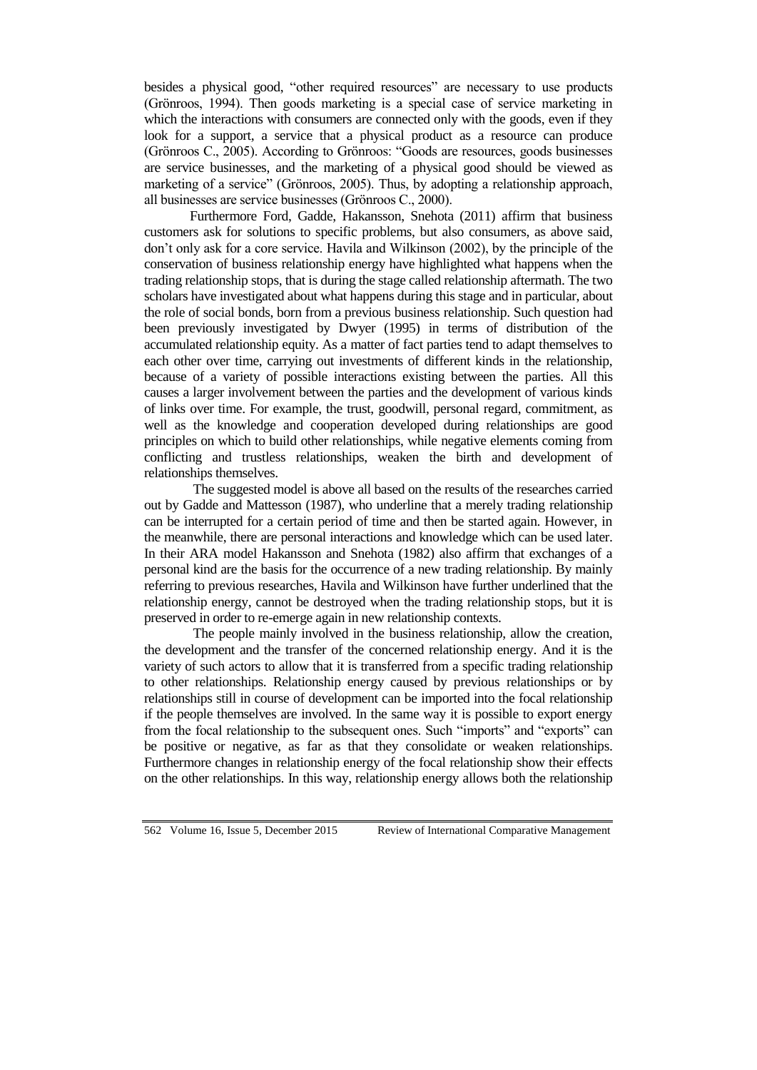besides a physical good, "other required resources" are necessary to use products (Grönroos, 1994). Then goods marketing is a special case of service marketing in which the interactions with consumers are connected only with the goods, even if they look for a support, a service that a physical product as a resource can produce (Grönroos C., 2005). According to Grönroos: "Goods are resources, goods businesses are service businesses, and the marketing of a physical good should be viewed as marketing of a service" (Grönroos, 2005). Thus, by adopting a relationship approach, all businesses are service businesses (Grönroos C., 2000).

Furthermore Ford, Gadde, Hakansson, Snehota (2011) affirm that business customers ask for solutions to specific problems, but also consumers, as above said, don't only ask for a core service. Havila and Wilkinson (2002), by the principle of the conservation of business relationship energy have highlighted what happens when the trading relationship stops, that is during the stage called relationship aftermath. The two scholars have investigated about what happens during this stage and in particular, about the role of social bonds, born from a previous business relationship. Such question had been previously investigated by Dwyer (1995) in terms of distribution of the accumulated relationship equity. As a matter of fact parties tend to adapt themselves to each other over time, carrying out investments of different kinds in the relationship, because of a variety of possible interactions existing between the parties. All this causes a larger involvement between the parties and the development of various kinds of links over time. For example, the trust, goodwill, personal regard, commitment, as well as the knowledge and cooperation developed during relationships are good principles on which to build other relationships, while negative elements coming from conflicting and trustless relationships, weaken the birth and development of relationships themselves.

The suggested model is above all based on the results of the researches carried out by Gadde and Mattesson (1987), who underline that a merely trading relationship can be interrupted for a certain period of time and then be started again. However, in the meanwhile, there are personal interactions and knowledge which can be used later. In their ARA model Hakansson and Snehota (1982) also affirm that exchanges of a personal kind are the basis for the occurrence of a new trading relationship. By mainly referring to previous researches, Havila and Wilkinson have further underlined that the relationship energy, cannot be destroyed when the trading relationship stops, but it is preserved in order to re-emerge again in new relationship contexts.

The people mainly involved in the business relationship, allow the creation, the development and the transfer of the concerned relationship energy. And it is the variety of such actors to allow that it is transferred from a specific trading relationship to other relationships. Relationship energy caused by previous relationships or by relationships still in course of development can be imported into the focal relationship if the people themselves are involved. In the same way it is possible to export energy from the focal relationship to the subsequent ones. Such "imports" and "exports" can be positive or negative, as far as that they consolidate or weaken relationships. Furthermore changes in relationship energy of the focal relationship show their effects on the other relationships. In this way, relationship energy allows both the relationship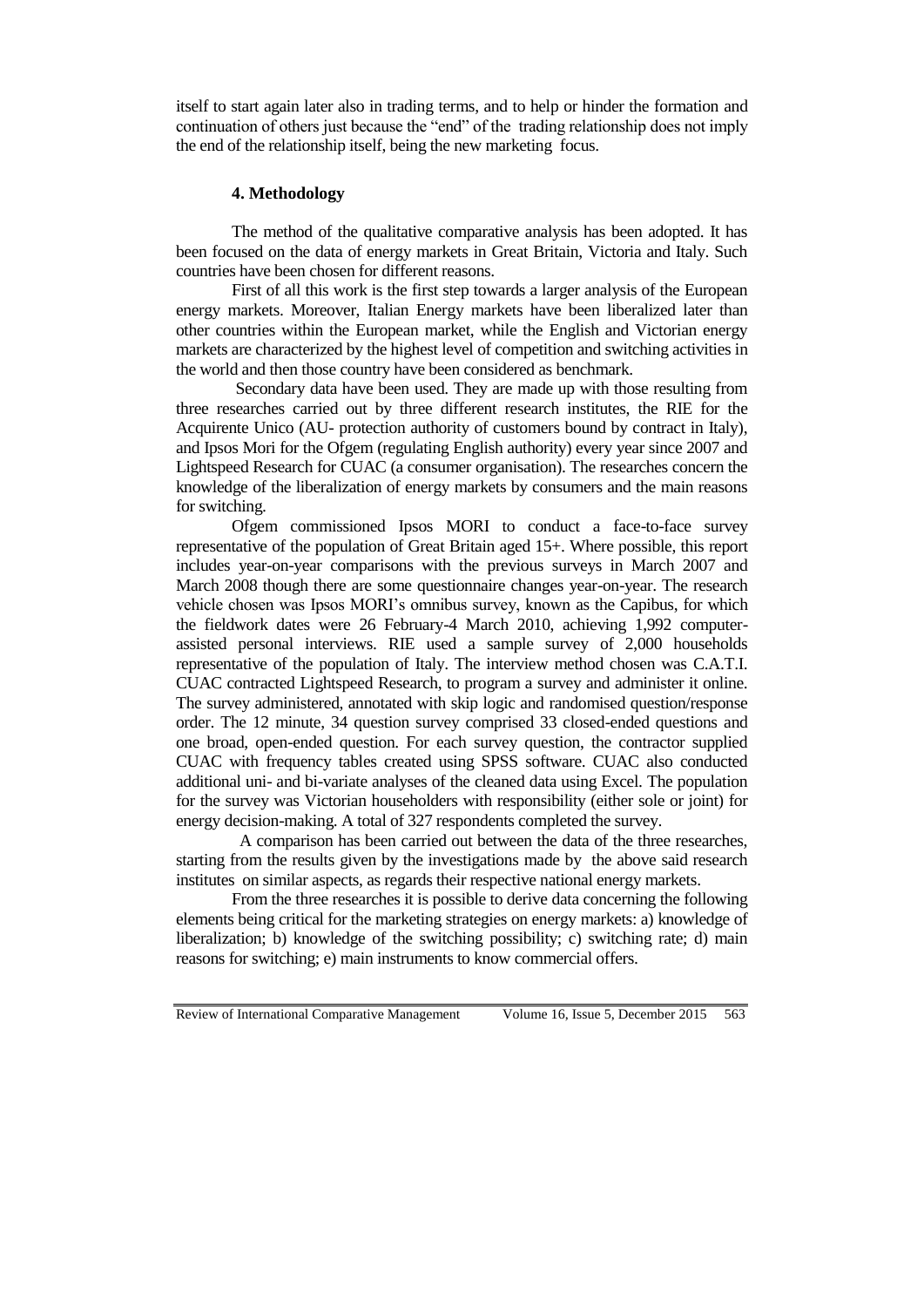itself to start again later also in trading terms, and to help or hinder the formation and continuation of others just because the "end" of the trading relationship does not imply the end of the relationship itself, being the new marketing focus.

## 4. Methodology

The method of the qualitative comparative analysis has been adopted. It has been focused on the data of energy markets in Great Britain, Victoria and Italy. Such countries have been chosen for different reasons.

First of all this work is the first step towards a larger analysis of the European energy markets. Moreover, Italian Energy markets have been liberalized later than other countries within the European market, while the English and Victorian energy markets are characterized by the highest level of competition and switching activities in the world and then those country have been considered as benchmark.

Secondary data have been used. They are made up with those resulting from three researches carried out by three different research institutes, the RIE for the Acquirente Unico (AU- protection authority of customers bound by contract in Italy), and Ipsos Mori for the Ofgem (regulating English authority) every year since 2007 and Lightspeed Research for CUAC (a consumer organisation). The researches concern the knowledge of the liberalization of energy markets by consumers and the main reasons for switching.

Ofgem commissioned Ipsos MORI to conduct a face-to-face survey representative of the population of Great Britain aged 15+. Where possible, this report includes year-on-year comparisons with the previous surveys in March 2007 and March 2008 though there are some questionnaire changes year-on-year. The research vehicle chosen was Ipsos MORI's omnibus survey, known as the Capibus, for which the fieldwork dates were 26 February-4 March 2010, achieving 1,992 computer-assisted personal interviews. RIE used a sample survey of 2,000 households representative of the population of Italy. The interview method chosen was C.A.T.I. CUAC contracted Lightspeed Research, to program a survey and administer it online. The survey administered, annotated with skip logic and randomised question/response order. The 12 minute, 34 question survey comprised 33 closed-ended questions and one broad, open-ended question. For each survey question, the contractor supplied CUAC with frequency tables created using SPSS software. CUAC also conducted additional uni- and bi-variate analyses of the cleaned data using Excel. The population for the survey was Victorian householders with responsibility (either sole or joint) for energy decision-making. A total of 327 respondents completed the survey.

A comparison has been carried out between the data of the three researches, starting from the results given by the investigations made by the above said research institutes on similar aspects, as regards their respective national energy markets.

From the three researches it is possible to derive data concerning the following elements being critical for the marketing strategies on energy markets: a) knowledge of liberalization; b) knowledge of the switching possibility; c) switching rate; d) main reasons for switching; e) main instruments to know commercial offers.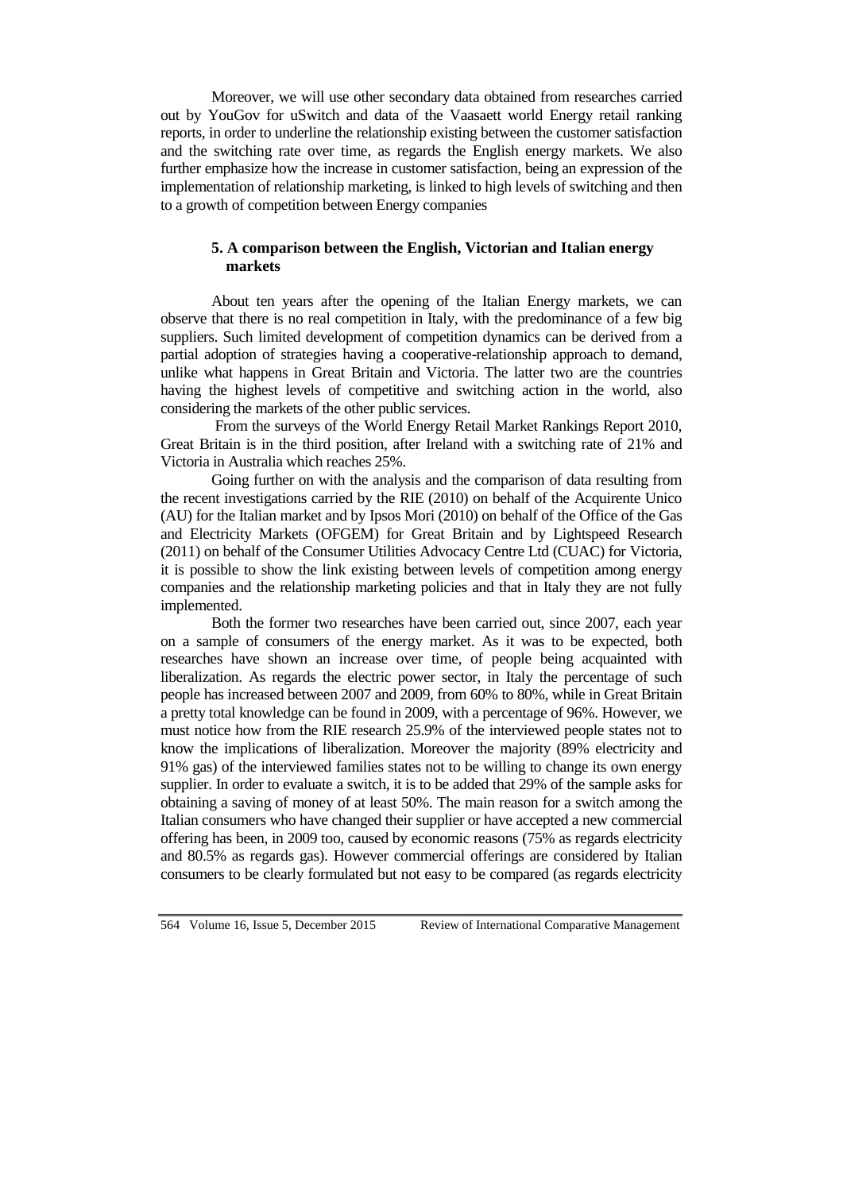Moreover, we will use other secondary data obtained from researches carried out by YouGov for uSwitch and data of the Vaasaett world Energy retail ranking reports, in order to underline the relationship existing between the customer satisfaction and the switching rate over time, as regards the English energy markets. We also further emphasize how the increase in customer satisfaction, being an expression of the implementation of relationship marketing, is linked to high levels of switching and then to a growth of competition between Energy companies

## 5. A comparison between the English, Victorian and Italian energy markets

About ten years after the opening of the Italian Energy markets, we can observe that there is no real competition in Italy, with the predominance of a few big suppliers. Such limited development of competition dynamics can be derived from a partial adoption of strategies having a cooperative-relationship approach to demand, unlike what happens in Great Britain and Victoria. The latter two are the countries having the highest levels of competitive and switching action in the world, also considering the markets of the other public services.

From the surveys of the World Energy Retail Market Rankings Report 2010, Great Britain is in the third position, after Ireland with a switching rate of 21% and Victoria in Australia which reaches 25%.

Going further on with the analysis and the comparison of data resulting from the recent investigations carried by the RIE (2010) on behalf of the Acquirente Unico (AU) for the Italian market and by Ipsos Mori (2010) on behalf of the Office of the Gas and Electricity Markets (OFGEM) for Great Britain and by Lightspeed Research (2011) on behalf of the Consumer Utilities Advocacy Centre Ltd (CUAC) for Victoria, it is possible to show the link existing between levels of competition among energy companies and the relationship marketing policies and that in Italy they are not fully implemented.

Both the former two researches have been carried out, since 2007, each year on a sample of consumers of the energy market. As it was to be expected, both researches have shown an increase over time, of people being acquainted with liberalization. As regards the electric power sector, in Italy the percentage of such people has increased between 2007 and 2009, from 60% to 80%, while in Great Britain a pretty total knowledge can be found in 2009, with a percentage of 96%. However, we must notice how from the RIE research 25.9% of the interviewed people states not to know the implications of liberalization. Moreover the majority (89% electricity and 91% gas) of the interviewed families states not to be willing to change its own energy supplier. In order to evaluate a switch, it is to be added that 29% of the sample asks for obtaining a saving of money of at least 50%. The main reason for a switch among the Italian consumers who have changed their supplier or have accepted a new commercial offering has been, in 2009 too, caused by economic reasons (75% as regards electricity and 80.5% as regards gas). However commercial offerings are considered by Italian consumers to be clearly formulated but not easy to be compared (as regards electricity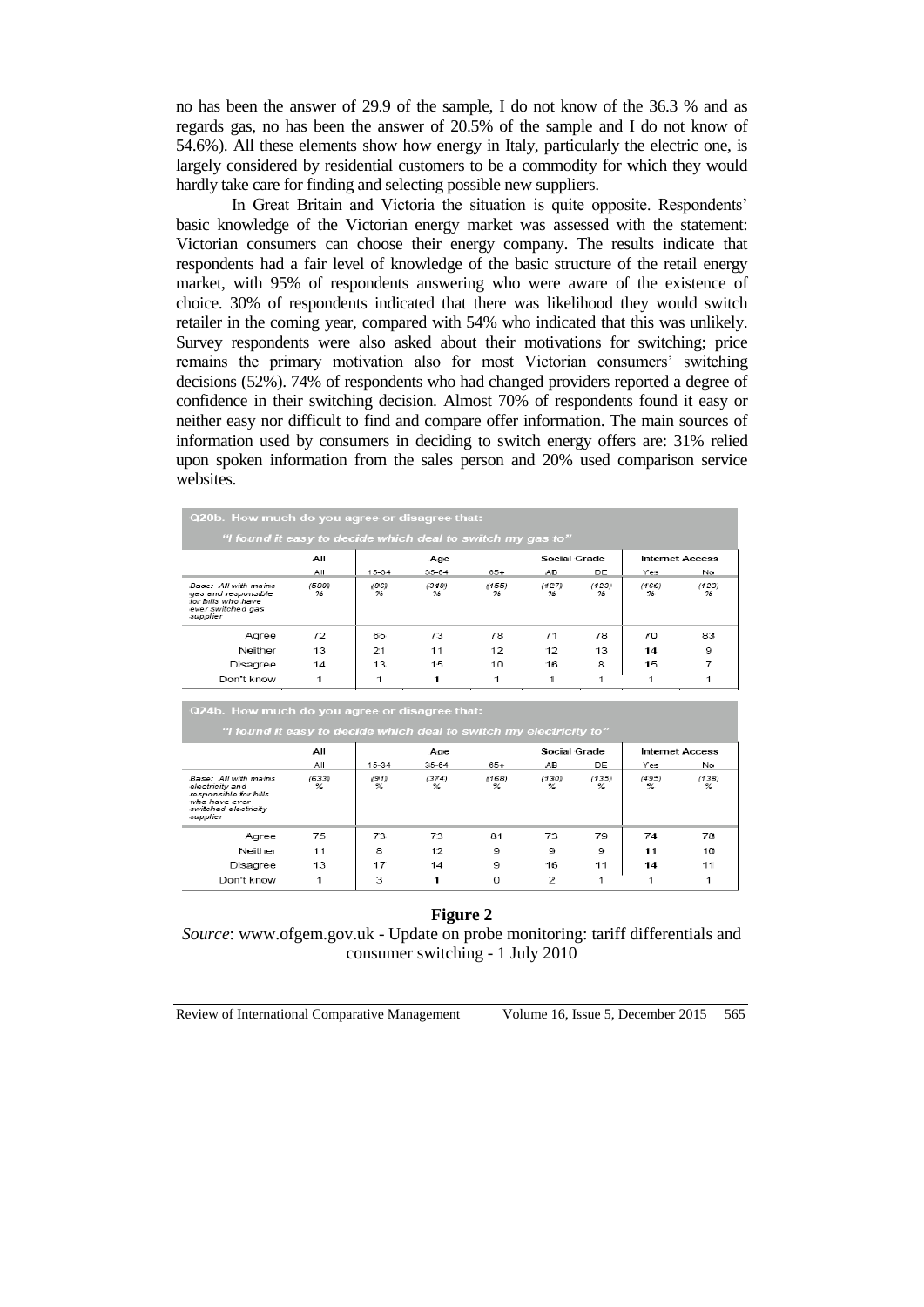no has been the answer of 29.9 of the sample, I do not know of the 36.3 % and as regards gas, no has been the answer of 20.5% of the sample and I do not know of 54.6%). All these elements show how energy in Italy, particularly the electric one, is largely considered by residential customers to be a commodity for which they would hardly take care for finding and selecting possible new suppliers.

In Great Britain and Victoria the situation is quite opposite. Respondents' basic knowledge of the Victorian energy market was assessed with the statement: Victorian consumers can choose their energy company. The results indicate that respondents had a fair level of knowledge of the basic structure of the retail energy market, with 95% of respondents answering who were aware of the existence of choice. 30% of respondents indicated that there was likelihood they would switch retailer in the coming year, compared with 54% who indicated that this was unlikely. Survey respondents were also asked about their motivations for switching; price remains the primary motivation also for most Victorian consumers' switching decisions (52%). 74% of respondents who had changed providers reported a degree of confidence in their switching decision. Almost 70% of respondents found it easy or neither easy nor difficult to find and compare offer information. The main sources of information used by consumers in deciding to switch energy offers are: 31% relied upon spoken information from the sales person and 20% used comparison service websites.

**Q20b. How much do you agree or disagree that:**
*"I found it easy to decide which deal to switch my gas to"*

| | All | Age | | | Social Grade | | Internet Access | |
|---|---|---|---|---|---|---|---|---|
| | All | 15-34 | 35-64 | 65+ | AB | DE | Yes | No |
| *Base: All with mains gas and responsible for bills who have ever switched gas supplier* | (589) % | (86) % | (348) % | (155) % | (127) % | (123) % | (466) % | (123) % |
| Agree | 72 | 65 | 73 | 78 | 71 | 78 | 70 | 83 |
| Neither | 13 | 21 | 11 | 12 | 12 | 13 | 14 | 9 |
| Disagree | 14 | 13 | 15 | 10 | 16 | 8 | 15 | 7 |
| Don't know | 1 | 1 | 1 | 1 | 1 | 1 | 1 | 1 |

**Q24b. How much do you agree or disagree that:**
*"I found it easy to decide which deal to switch my electricity to"*

| | All | Age | | | Social Grade | | Internet Access | |
|---|---|---|---|---|---|---|---|---|
| | All | 15-34 | 35-64 | 65+ | AB | DE | Yes | No |
| *Base: All with mains electricity and responsible for bills who have ever switched electricity supplier* | (633) % | (91) % | (374) % | (168) % | (130) % | (135) % | (495) % | (138) % |
| Agree | 75 | 73 | 73 | 81 | 73 | 79 | 74 | 78 |
| Neither | 11 | 8 | 12 | 9 | 9 | 9 | 11 | 10 |
| Disagree | 13 | 17 | 14 | 9 | 16 | 11 | 14 | 11 |
| Don't know | 1 | 3 | 1 | 0 | 2 | 1 | 1 | 1 |

**Figure 2**

*Source*: www.ofgem.gov.uk - Update on probe monitoring: tariff differentials and consumer switching - 1 July 2010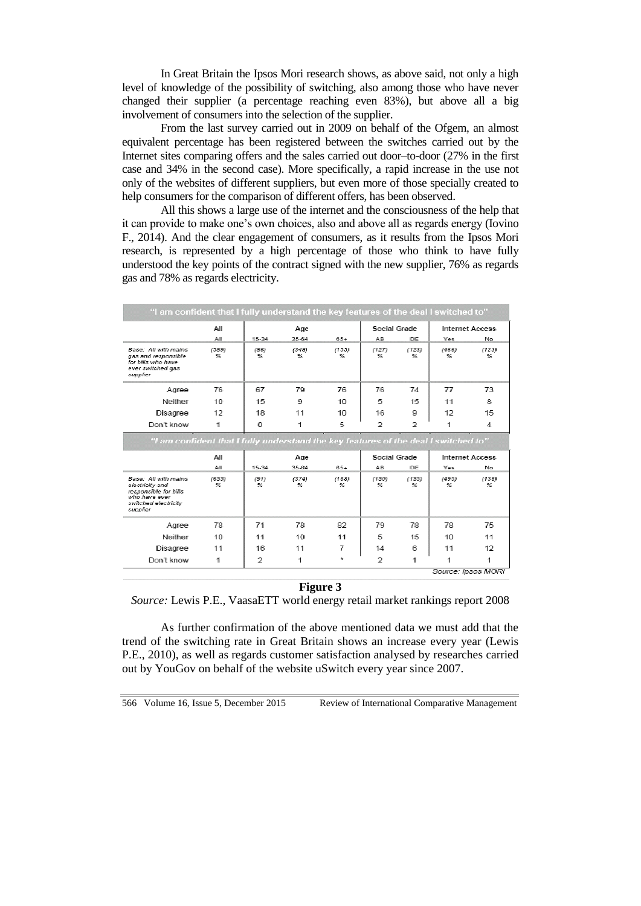In Great Britain the Ipsos Mori research shows, as above said, not only a high level of knowledge of the possibility of switching, also among those who have never changed their supplier (a percentage reaching even 83%), but above all a big involvement of consumers into the selection of the supplier.

From the last survey carried out in 2009 on behalf of the Ofgem, an almost equivalent percentage has been registered between the switches carried out by the Internet sites comparing offers and the sales carried out door–to-door (27% in the first case and 34% in the second case). More specifically, a rapid increase in the use not only of the websites of different suppliers, but even more of those specially created to help consumers for the comparison of different offers, has been observed.

All this shows a large use of the internet and the consciousness of the help that it can provide to make one's own choices, also and above all as regards energy (Iovino F., 2014). And the clear engagement of consumers, as it results from the Ipsos Mori research, is represented by a high percentage of those who think to have fully understood the key points of the contract signed with the new supplier, 76% as regards gas and 78% as regards electricity.

"I am confident that I fully understand the key features of the deal I switched to"

| | All | Age | | | Social Grade | | Internet Access | |
|---|---|---|---|---|---|---|---|---|
| | All | 15-34 | 35-64 | 65+ | AB | DE | Yes | No |
| Base: All with mains gas and responsible for bills who have ever switched gas supplier | (389) % | (86) % | (348) % | (155) % | (127) % | (123) % | (466) % | (123) % |
| Agree | 76 | 67 | 79 | 76 | 76 | 74 | 77 | 73 |
| Neither | 10 | 15 | 9 | 10 | 5 | 15 | 11 | 8 |
| Disagree | 12 | 18 | 11 | 10 | 16 | 9 | 12 | 15 |
| Don't know | 1 | 0 | 1 | 5 | 2 | 2 | 1 | 4 |

"I am confident that I fully understand the key features of the deal I switched to"

| | All | Age | | | Social Grade | | Internet Access | |
|---|---|---|---|---|---|---|---|---|
| | All | 15-34 | 35-64 | 65+ | AB | DE | Yes | No |
| Base: All with mains electricity and responsible for bills who have ever switched electricity supplier | (633) % | (91) % | (374) % | (168) % | (130) % | (135) % | (495) % | (138) % |
| Agree | 78 | 71 | 78 | 82 | 79 | 78 | 78 | 75 |
| Neither | 10 | 11 | 10 | 11 | 5 | 15 | 10 | 11 |
| Disagree | 11 | 16 | 11 | 7 | 14 | 6 | 11 | 12 |
| Don't know | 1 | 2 | 1 | * | 2 | 1 | 1 | 1 |

Source: Ipsos MORI

**Figure 3**

*Source:* Lewis P.E., VaasaETT world energy retail market rankings report 2008

As further confirmation of the above mentioned data we must add that the trend of the switching rate in Great Britain shows an increase every year (Lewis P.E., 2010), as well as regards customer satisfaction analysed by researches carried out by YouGov on behalf of the website uSwitch every year since 2007.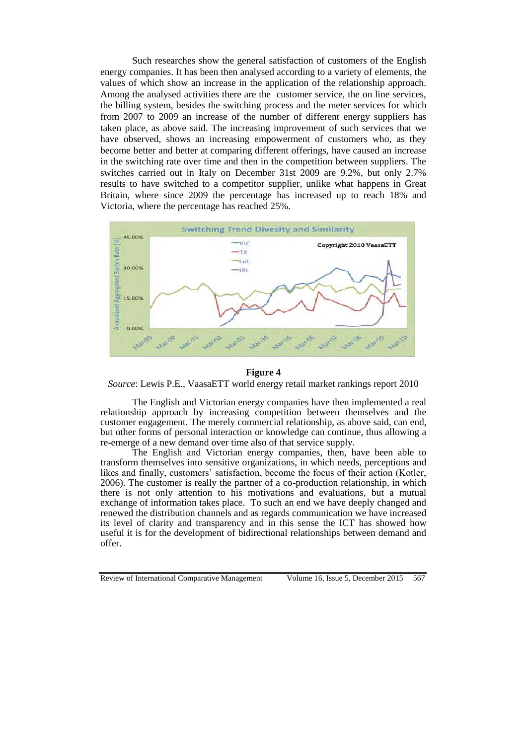Such researches show the general satisfaction of customers of the English energy companies. It has been then analysed according to a variety of elements, the values of which show an increase in the application of the relationship approach. Among the analysed activities there are the customer service, the on line services, the billing system, besides the switching process and the meter services for which from 2007 to 2009 an increase of the number of different energy suppliers has taken place, as above said. The increasing improvement of such services that we have observed, shows an increasing empowerment of customers who, as they become better and better at comparing different offerings, have caused an increase in the switching rate over time and then in the competition between suppliers. The switches carried out in Italy on December 31st 2009 are 9.2%, but only 2.7% results to have switched to a competitor supplier, unlike what happens in Great Britain, where since 2009 the percentage has increased up to reach 18% and Victoria, where the percentage has reached 25%.

**Figure 4**

*Source*: Lewis P.E., VaasaETT world energy retail market rankings report 2010

The English and Victorian energy companies have then implemented a real relationship approach by increasing competition between themselves and the customer engagement. The merely commercial relationship, as above said, can end, but other forms of personal interaction or knowledge can continue, thus allowing a re-emerge of a new demand over time also of that service supply.

The English and Victorian energy companies, then, have been able to transform themselves into sensitive organizations, in which needs, perceptions and likes and finally, customers' satisfaction, become the focus of their action (Kotler, 2006). The customer is really the partner of a co-production relationship, in which there is not only attention to his motivations and evaluations, but a mutual exchange of information takes place. To such an end we have deeply changed and renewed the distribution channels and as regards communication we have increased its level of clarity and transparency and in this sense the ICT has showed how useful it is for the development of bidirectional relationships between demand and offer.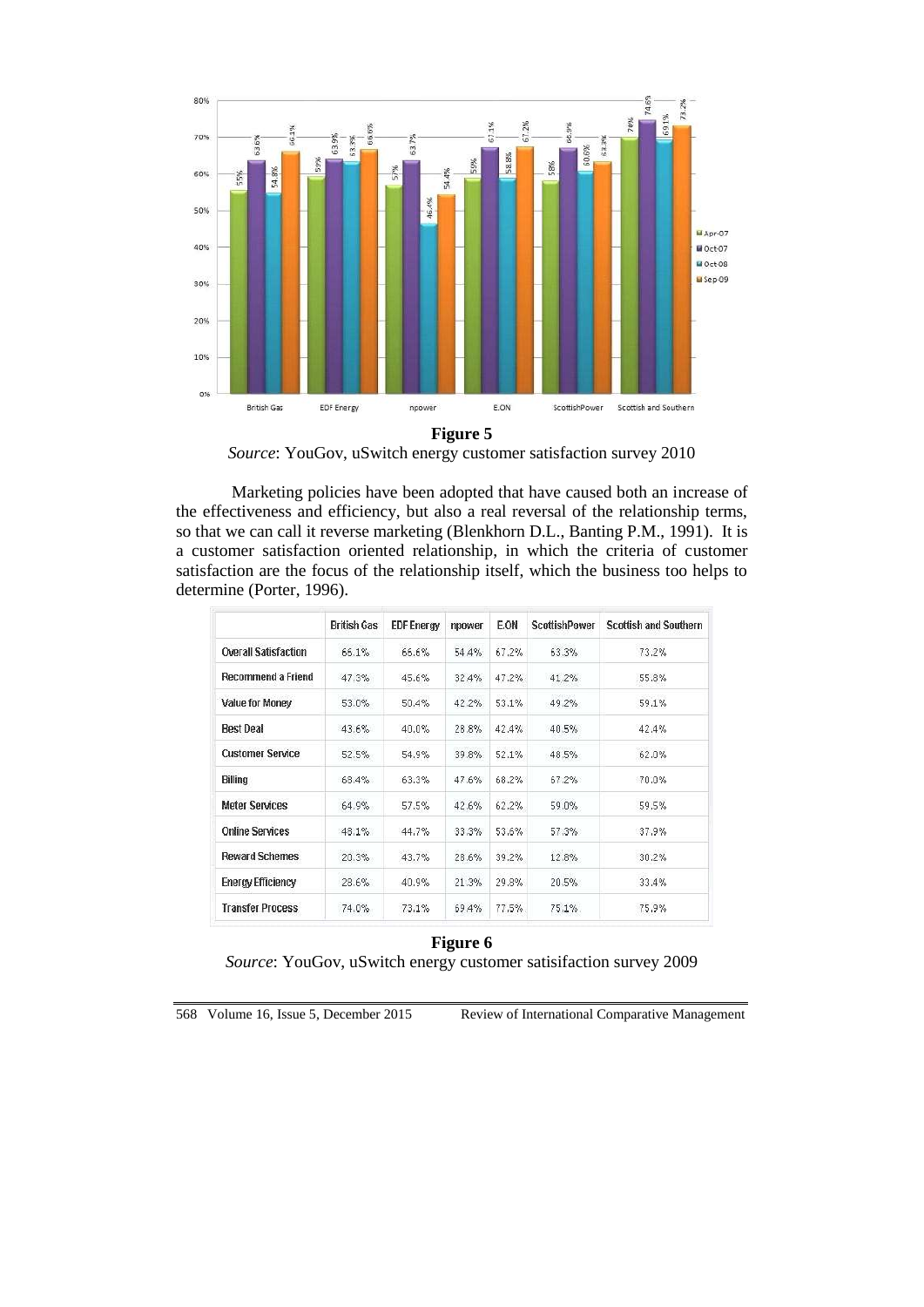**Figure 5**

*Source*: YouGov, uSwitch energy customer satisfaction survey 2010

Marketing policies have been adopted that have caused both an increase of the effectiveness and efficiency, but also a real reversal of the relationship terms, so that we can call it reverse marketing (Blenkhorn D.L., Banting P.M., 1991). It is a customer satisfaction oriented relationship, in which the criteria of customer satisfaction are the focus of the relationship itself, which the business too helps to determine (Porter, 1996).

| | British Gas | EDF Energy | npower | E.ON | ScottishPower | Scottish and Southern |
|---|---|---|---|---|---|---|
| Overall Satisfaction | 66.1% | 66.6% | 54.4% | 67.2% | 63.3% | 73.2% |
| Recommend a Friend | 47.3% | 45.6% | 32.4% | 47.2% | 41.2% | 55.8% |
| Value for Money | 53.0% | 50.4% | 42.2% | 53.1% | 49.2% | 59.1% |
| Best Deal | 43.6% | 40.0% | 28.8% | 42.4% | 40.5% | 42.4% |
| Customer Service | 52.5% | 54.9% | 39.8% | 52.1% | 48.5% | 62.0% |
| Billing | 68.4% | 63.3% | 47.6% | 68.2% | 67.2% | 70.0% |
| Meter Services | 64.9% | 57.5% | 42.6% | 62.2% | 59.0% | 59.5% |
| Online Services | 48.1% | 44.7% | 33.3% | 53.6% | 57.3% | 37.9% |
| Reward Schemes | 20.3% | 43.7% | 28.6% | 39.2% | 12.8% | 30.2% |
| Energy Efficiency | 28.6% | 40.9% | 21.3% | 29.8% | 20.5% | 33.4% |
| Transfer Process | 74.0% | 73.1% | 69.4% | 77.5% | 75.1% | 75.9% |

**Figure 6**

*Source*: YouGov, uSwitch energy customer satisifaction survey 2009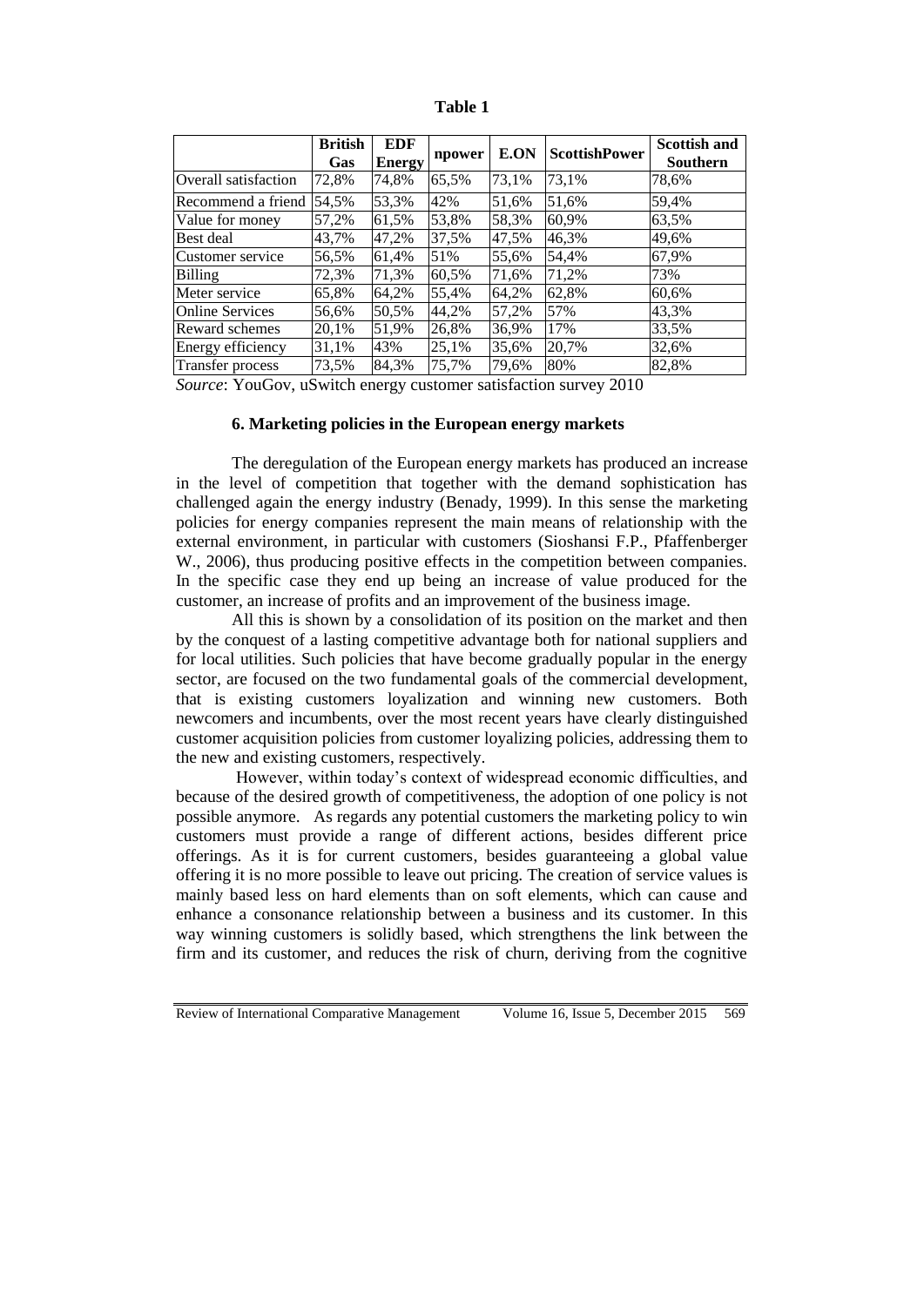**Table 1**

| | British Gas | EDF Energy | npower | E.ON | ScottishPower | Scottish and Southern |
|---|---|---|---|---|---|---|
| Overall satisfaction | 72,8% | 74,8% | 65,5% | 73,1% | 73,1% | 78,6% |
| Recommend a friend | 54,5% | 53,3% | 42% | 51,6% | 51,6% | 59,4% |
| Value for money | 57,2% | 61,5% | 53,8% | 58,3% | 60,9% | 63,5% |
| Best deal | 43,7% | 47,2% | 37,5% | 47,5% | 46,3% | 49,6% |
| Customer service | 56,5% | 61,4% | 51% | 55,6% | 54,4% | 67,9% |
| Billing | 72,3% | 71,3% | 60,5% | 71,6% | 71,2% | 73% |
| Meter service | 65,8% | 64,2% | 55,4% | 64,2% | 62,8% | 60,6% |
| Online Services | 56,6% | 50,5% | 44,2% | 57,2% | 57% | 43,3% |
| Reward schemes | 20,1% | 51,9% | 26,8% | 36,9% | 17% | 33,5% |
| Energy efficiency | 31,1% | 43% | 25,1% | 35,6% | 20,7% | 32,6% |
| Transfer process | 73,5% | 84,3% | 75,7% | 79,6% | 80% | 82,8% |

*Source*: YouGov, uSwitch energy customer satisfaction survey 2010

### 6. Marketing policies in the European energy markets

The deregulation of the European energy markets has produced an increase in the level of competition that together with the demand sophistication has challenged again the energy industry (Benady, 1999). In this sense the marketing policies for energy companies represent the main means of relationship with the external environment, in particular with customers (Sioshansi F.P., Pfaffenberger W., 2006), thus producing positive effects in the competition between companies. In the specific case they end up being an increase of value produced for the customer, an increase of profits and an improvement of the business image.

All this is shown by a consolidation of its position on the market and then by the conquest of a lasting competitive advantage both for national suppliers and for local utilities. Such policies that have become gradually popular in the energy sector, are focused on the two fundamental goals of the commercial development, that is existing customers loyalization and winning new customers. Both newcomers and incumbents, over the most recent years have clearly distinguished customer acquisition policies from customer loyalizing policies, addressing them to the new and existing customers, respectively.

However, within today's context of widespread economic difficulties, and because of the desired growth of competitiveness, the adoption of one policy is not possible anymore. As regards any potential customers the marketing policy to win customers must provide a range of different actions, besides different price offerings. As it is for current customers, besides guaranteeing a global value offering it is no more possible to leave out pricing. The creation of service values is mainly based less on hard elements than on soft elements, which can cause and enhance a consonance relationship between a business and its customer. In this way winning customers is solidly based, which strengthens the link between the firm and its customer, and reduces the risk of churn, deriving from the cognitive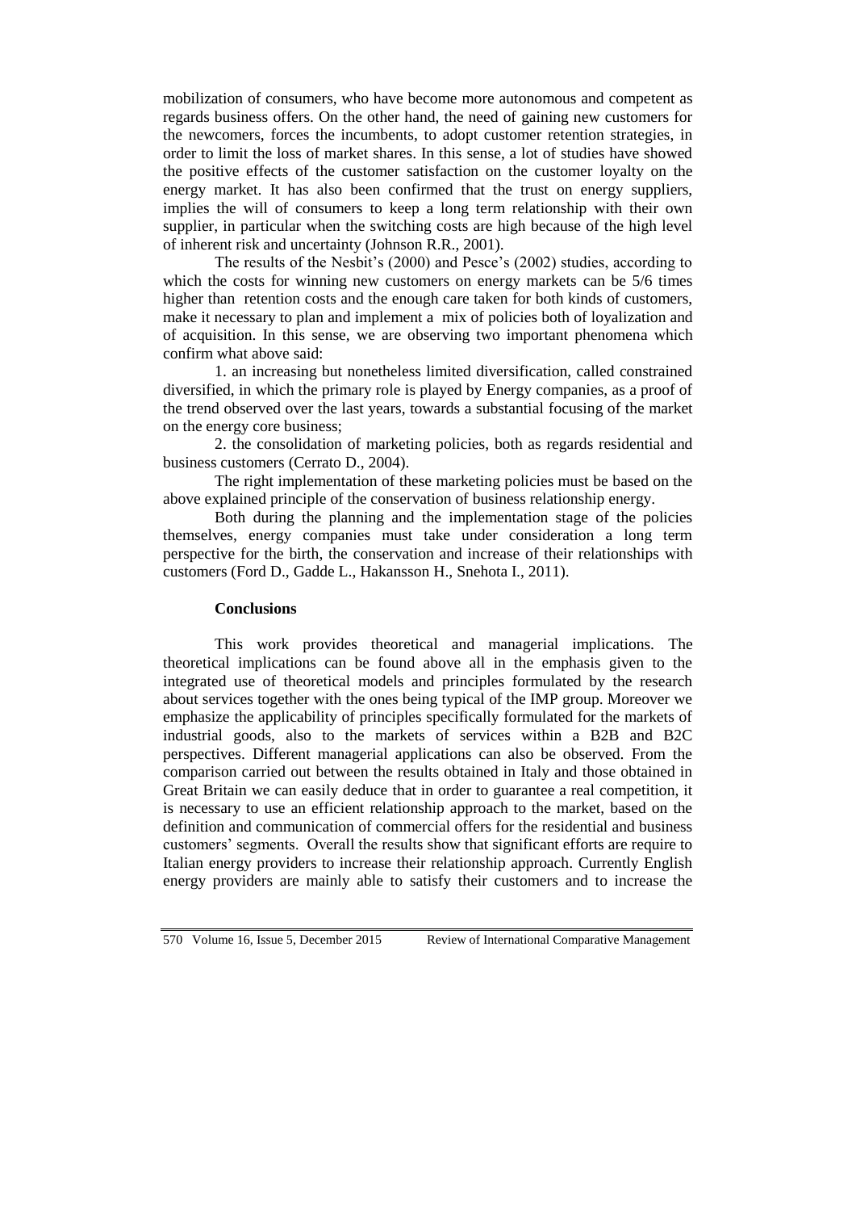mobilization of consumers, who have become more autonomous and competent as regards business offers. On the other hand, the need of gaining new customers for the newcomers, forces the incumbents, to adopt customer retention strategies, in order to limit the loss of market shares. In this sense, a lot of studies have showed the positive effects of the customer satisfaction on the customer loyalty on the energy market. It has also been confirmed that the trust on energy suppliers, implies the will of consumers to keep a long term relationship with their own supplier, in particular when the switching costs are high because of the high level of inherent risk and uncertainty (Johnson R.R., 2001).

The results of the Nesbit's (2000) and Pesce's (2002) studies, according to which the costs for winning new customers on energy markets can be 5/6 times higher than retention costs and the enough care taken for both kinds of customers, make it necessary to plan and implement a mix of policies both of loyalization and of acquisition. In this sense, we are observing two important phenomena which confirm what above said:

1. an increasing but nonetheless limited diversification, called constrained diversified, in which the primary role is played by Energy companies, as a proof of the trend observed over the last years, towards a substantial focusing of the market on the energy core business;

2. the consolidation of marketing policies, both as regards residential and business customers (Cerrato D., 2004).

The right implementation of these marketing policies must be based on the above explained principle of the conservation of business relationship energy.

Both during the planning and the implementation stage of the policies themselves, energy companies must take under consideration a long term perspective for the birth, the conservation and increase of their relationships with customers (Ford D., Gadde L., Hakansson H., Snehota I., 2011).

## Conclusions

This work provides theoretical and managerial implications. The theoretical implications can be found above all in the emphasis given to the integrated use of theoretical models and principles formulated by the research about services together with the ones being typical of the IMP group. Moreover we emphasize the applicability of principles specifically formulated for the markets of industrial goods, also to the markets of services within a B2B and B2C perspectives. Different managerial applications can also be observed. From the comparison carried out between the results obtained in Italy and those obtained in Great Britain we can easily deduce that in order to guarantee a real competition, it is necessary to use an efficient relationship approach to the market, based on the definition and communication of commercial offers for the residential and business customers' segments. Overall the results show that significant efforts are require to Italian energy providers to increase their relationship approach. Currently English energy providers are mainly able to satisfy their customers and to increase the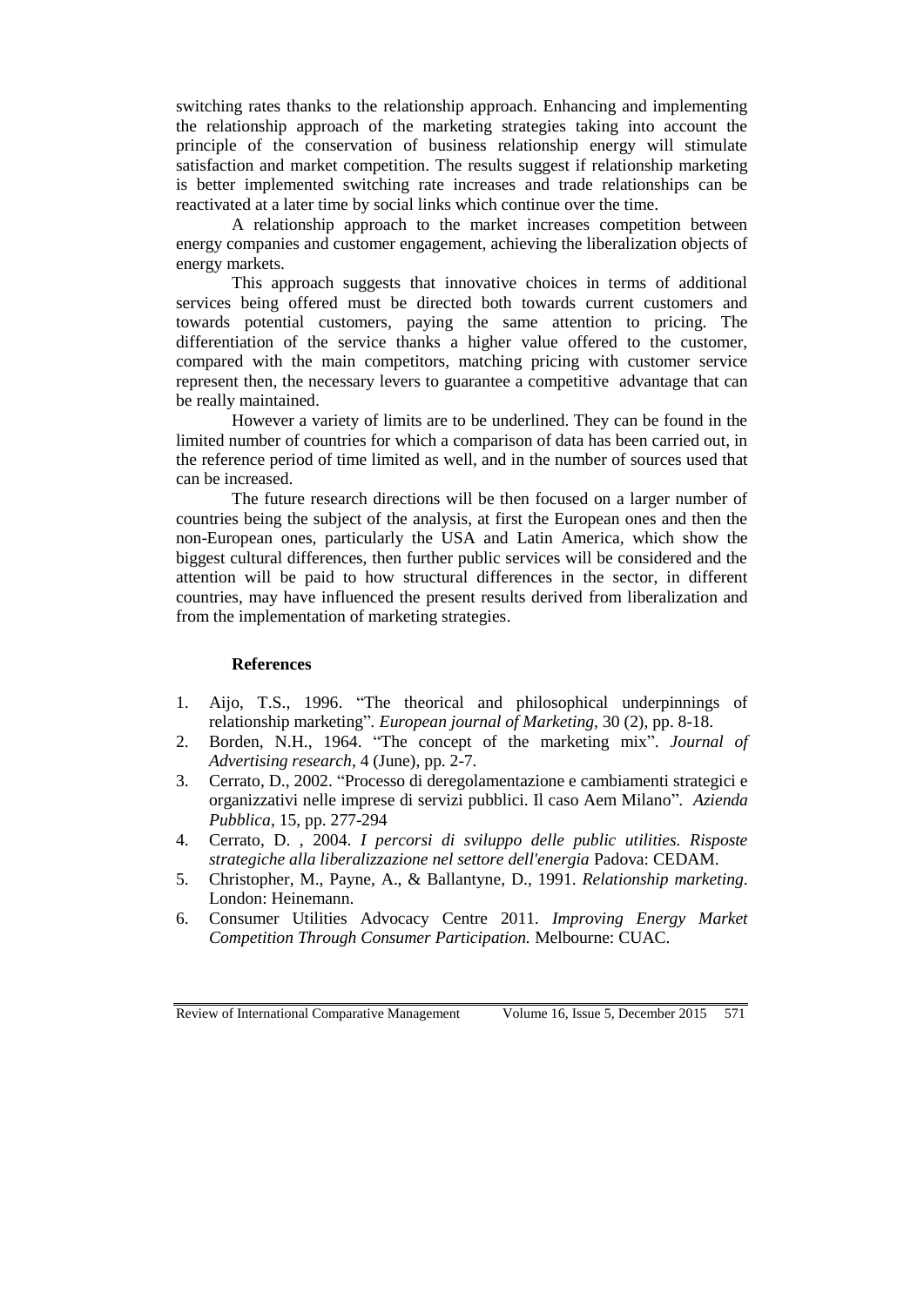switching rates thanks to the relationship approach. Enhancing and implementing the relationship approach of the marketing strategies taking into account the principle of the conservation of business relationship energy will stimulate satisfaction and market competition. The results suggest if relationship marketing is better implemented switching rate increases and trade relationships can be reactivated at a later time by social links which continue over the time.

A relationship approach to the market increases competition between energy companies and customer engagement, achieving the liberalization objects of energy markets.

This approach suggests that innovative choices in terms of additional services being offered must be directed both towards current customers and towards potential customers, paying the same attention to pricing. The differentiation of the service thanks a higher value offered to the customer, compared with the main competitors, matching pricing with customer service represent then, the necessary levers to guarantee a competitive advantage that can be really maintained.

However a variety of limits are to be underlined. They can be found in the limited number of countries for which a comparison of data has been carried out, in the reference period of time limited as well, and in the number of sources used that can be increased.

The future research directions will be then focused on a larger number of countries being the subject of the analysis, at first the European ones and then the non-European ones, particularly the USA and Latin America, which show the biggest cultural differences, then further public services will be considered and the attention will be paid to how structural differences in the sector, in different countries, may have influenced the present results derived from liberalization and from the implementation of marketing strategies.

## References

1. Aijo, T.S., 1996. "The theorical and philosophical underpinnings of relationship marketing". *European journal of Marketing*, 30 (2), pp. 8-18.
2. Borden, N.H., 1964. "The concept of the marketing mix". *Journal of Advertising research*, 4 (June), pp. 2-7.
3. Cerrato, D., 2002. "Processo di deregolamentazione e cambiamenti strategici e organizzativi nelle imprese di servizi pubblici. Il caso Aem Milano". *Azienda Pubblica*, 15, pp. 277-294
4. Cerrato, D. , 2004. *I percorsi di sviluppo delle public utilities. Risposte strategiche alla liberalizzazione nel settore dell'energia* Padova: CEDAM.
5. Christopher, M., Payne, A., & Ballantyne, D., 1991. *Relationship marketing*. London: Heinemann.
6. Consumer Utilities Advocacy Centre 2011. *Improving Energy Market Competition Through Consumer Participation.* Melbourne: CUAC.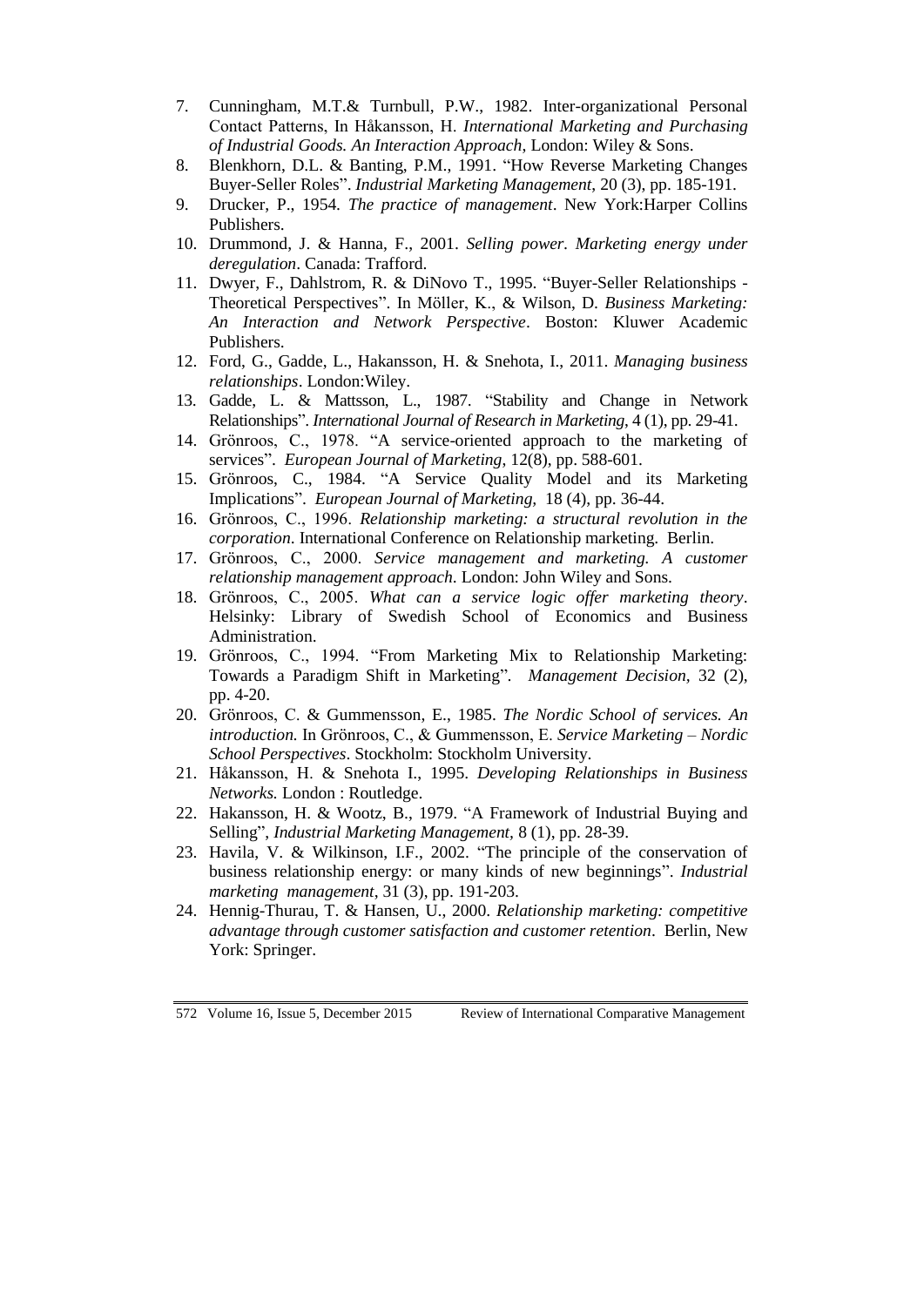7. Cunningham, M.T.& Turnbull, P.W., 1982. Inter-organizational Personal Contact Patterns, In Håkansson, H. *International Marketing and Purchasing of Industrial Goods. An Interaction Approach*, London: Wiley & Sons.
8. Blenkhorn, D.L. & Banting, P.M., 1991. "How Reverse Marketing Changes Buyer-Seller Roles". *Industrial Marketing Management*, 20 (3), pp. 185-191.
9. Drucker, P., 1954. *The practice of management*. New York:Harper Collins Publishers.
10. Drummond, J. & Hanna, F., 2001. *Selling power. Marketing energy under deregulation*. Canada: Trafford.
11. Dwyer, F., Dahlstrom, R. & DiNovo T., 1995. "Buyer-Seller Relationships - Theoretical Perspectives". In Möller, K., & Wilson, D. *Business Marketing: An Interaction and Network Perspective*. Boston: Kluwer Academic Publishers.
12. Ford, G., Gadde, L., Hakansson, H. & Snehota, I., 2011. *Managing business relationships*. London:Wiley.
13. Gadde, L. & Mattsson, L., 1987. "Stability and Change in Network Relationships". *International Journal of Research in Marketing*, 4 (1), pp. 29-41.
14. Grönroos, C., 1978. "A service-oriented approach to the marketing of services". *European Journal of Marketing*, 12(8), pp. 588-601.
15. Grönroos, C., 1984. "A Service Quality Model and its Marketing Implications". *European Journal of Marketing,* 18 (4), pp. 36-44.
16. Grönroos, C., 1996. *Relationship marketing: a structural revolution in the corporation*. International Conference on Relationship marketing. Berlin.
17. Grönroos, C., 2000. *Service management and marketing. A customer relationship management approach*. London: John Wiley and Sons.
18. Grönroos, C., 2005. *What can a service logic offer marketing theory*. Helsinky: Library of Swedish School of Economics and Business Administration.
19. Grönroos, C., 1994. "From Marketing Mix to Relationship Marketing: Towards a Paradigm Shift in Marketing". *Management Decision*, 32 (2), pp. 4-20.
20. Grönroos, C. & Gummensson, E., 1985. *The Nordic School of services. An introduction.* In Grönroos, C., & Gummensson, E. *Service Marketing – Nordic School Perspectives*. Stockholm: Stockholm University.
21. Håkansson, H. & Snehota I., 1995. *Developing Relationships in Business Networks.* London : Routledge.
22. Hakansson, H. & Wootz, B., 1979. "A Framework of Industrial Buying and Selling", *Industrial Marketing Management*, 8 (1), pp. 28-39.
23. Havila, V. & Wilkinson, I.F., 2002. "The principle of the conservation of business relationship energy: or many kinds of new beginnings". *Industrial marketing management*, 31 (3), pp. 191-203.
24. Hennig-Thurau, T. & Hansen, U., 2000. *Relationship marketing: competitive advantage through customer satisfaction and customer retention*. Berlin, New York: Springer.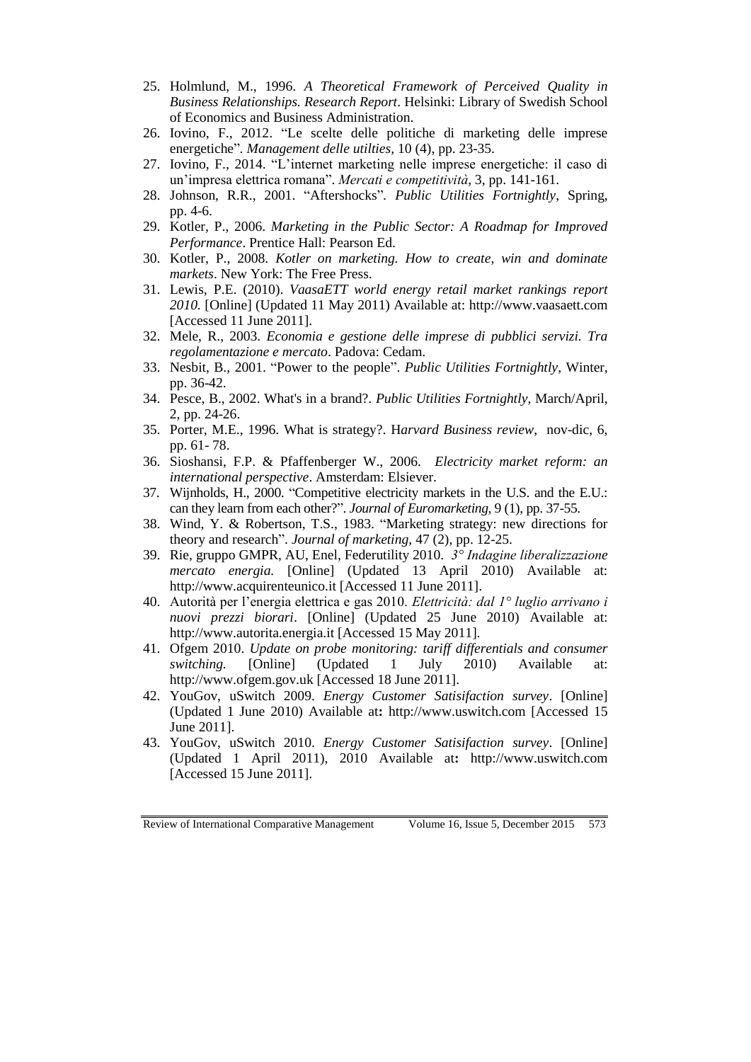25. Holmlund, M., 1996. *A Theoretical Framework of Perceived Quality in Business Relationships. Research Report*. Helsinki: Library of Swedish School of Economics and Business Administration.
26. Iovino, F., 2012. "Le scelte delle politiche di marketing delle imprese energetiche". *Management delle utilties,* 10 (4), pp. 23-35.
27. Iovino, F., 2014. "L'internet marketing nelle imprese energetiche: il caso di un'impresa elettrica romana". *Mercati e competitività*, 3, pp. 141-161.
28. Johnson, R.R., 2001. "Aftershocks". *Public Utilities Fortnightly*, Spring, pp. 4-6.
29. Kotler, P., 2006. *Marketing in the Public Sector: A Roadmap for Improved Performance*. Prentice Hall: Pearson Ed.
30. Kotler, P., 2008. *Kotler on marketing. How to create, win and dominate markets*. New York: The Free Press.
31. Lewis, P.E. (2010). *VaasaETT world energy retail market rankings report 2010.* [Online] (Updated 11 May 2011) Available at: http://www.vaasaett.com [Accessed 11 June 2011].
32. Mele, R., 2003. *Economia e gestione delle imprese di pubblici servizi. Tra regolamentazione e mercato*. Padova: Cedam.
33. Nesbit, B., 2001. "Power to the people". *Public Utilities Fortnightly*, Winter, pp. 36-42.
34. Pesce, B., 2002. What's in a brand?. *Public Utilities Fortnightly,* March/April, 2, pp. 24-26.
35. Porter, M.E., 1996. What is strategy?. H*arvard Business review,* nov-dic, 6, pp. 61- 78.
36. Sioshansi, F.P. & Pfaffenberger W., 2006. *Electricity market reform: an international perspective*. Amsterdam: Elsiever.
37. Wijnholds, H., 2000. "Competitive electricity markets in the U.S. and the E.U.: can they learn from each other?". *Journal of Euromarketing,* 9 (1), pp. 37-55.
38. Wind, Y. & Robertson, T.S., 1983. "Marketing strategy: new directions for theory and research". *Journal of marketing,* 47 (2), pp. 12-25.
39. Rie, gruppo GMPR, AU, Enel, Federutility 2010. *3° Indagine liberalizzazione mercato energia.* [Online] (Updated 13 April 2010) Available at: http://www.acquirenteunico.it [Accessed 11 June 2011].
40. Autorità per l'energia elettrica e gas 2010. *Elettricità: dal 1° luglio arrivano i nuovi prezzi biorari*. [Online] (Updated 25 June 2010) Available at: http://www.autorita.energia.it [Accessed 15 May 2011].
41. Ofgem 2010. *Update on probe monitoring: tariff differentials and consumer switching.* [Online] (Updated 1 July 2010) Available at: http://www.ofgem.gov.uk [Accessed 18 June 2011].
42. YouGov, uSwitch 2009. *Energy Customer Satisifaction survey*. [Online] (Updated 1 June 2010) Available at**:** http://www.uswitch.com [Accessed 15 June 2011].
43. YouGov, uSwitch 2010. *Energy Customer Satisifaction survey*. [Online] (Updated 1 April 2011), 2010 Available at**:** http://www.uswitch.com [Accessed 15 June 2011].